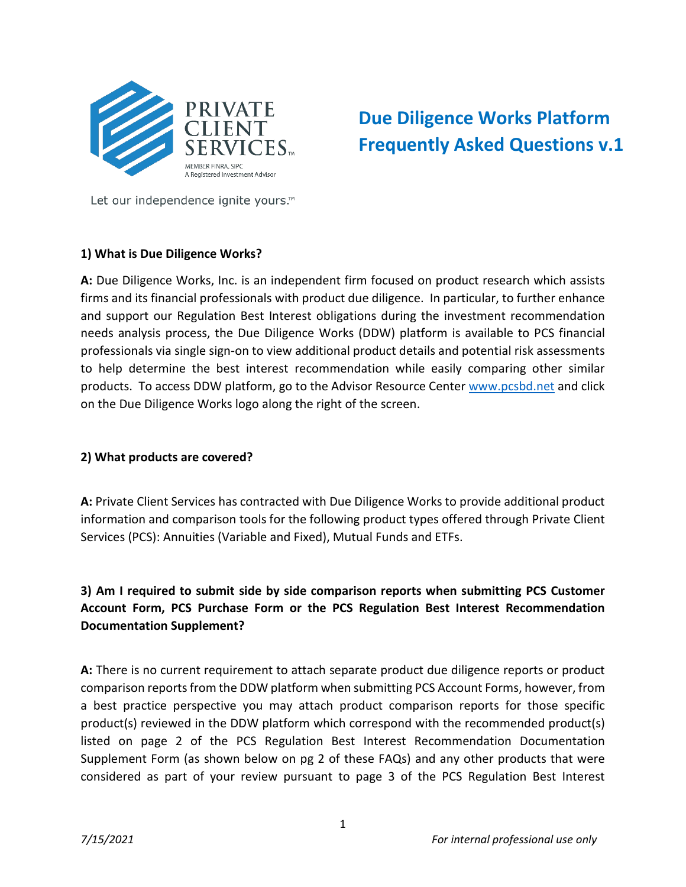PRIVATE CLIENT SERVICES

MEMBER FINRA, SIPC
A Registered Investment Advisor

Let our independence ignite yours.™

# Due Diligence Works Platform Frequently Asked Questions v.1

**1) What is Due Diligence Works?**

**A:** Due Diligence Works, Inc. is an independent firm focused on product research which assists firms and its financial professionals with product due diligence. In particular, to further enhance and support our Regulation Best Interest obligations during the investment recommendation needs analysis process, the Due Diligence Works (DDW) platform is available to PCS financial professionals via single sign-on to view additional product details and potential risk assessments to help determine the best interest recommendation while easily comparing other similar products. To access DDW platform, go to the Advisor Resource Center [www.pcsbd.net](http://www.pcsbd.net) and click on the Due Diligence Works logo along the right of the screen.

**2) What products are covered?**

**A:** Private Client Services has contracted with Due Diligence Works to provide additional product information and comparison tools for the following product types offered through Private Client Services (PCS): Annuities (Variable and Fixed), Mutual Funds and ETFs.

**3) Am I required to submit side by side comparison reports when submitting PCS Customer Account Form, PCS Purchase Form or the PCS Regulation Best Interest Recommendation Documentation Supplement?**

**A:** There is no current requirement to attach separate product due diligence reports or product comparison reports from the DDW platform when submitting PCS Account Forms, however, from a best practice perspective you may attach product comparison reports for those specific product(s) reviewed in the DDW platform which correspond with the recommended product(s) listed on page 2 of the PCS Regulation Best Interest Recommendation Documentation Supplement Form (as shown below on pg 2 of these FAQs) and any other products that were considered as part of your review pursuant to page 3 of the PCS Regulation Best Interest

*7/15/2021* *For internal professional use only*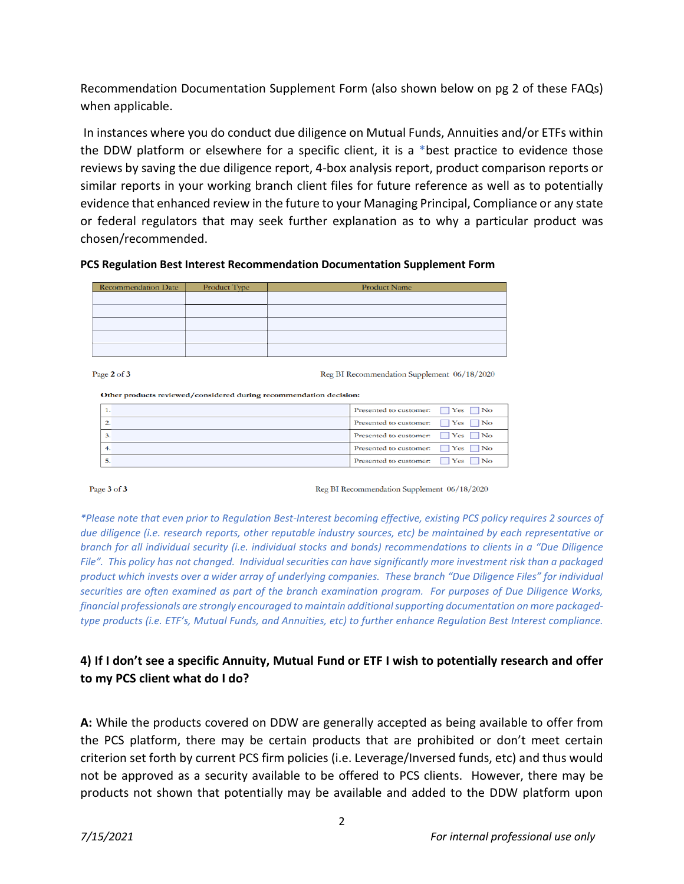Recommendation Documentation Supplement Form (also shown below on pg 2 of these FAQs) when applicable.

In instances where you do conduct due diligence on Mutual Funds, Annuities and/or ETFs within the DDW platform or elsewhere for a specific client, it is a *best practice to evidence those reviews by saving the due diligence report, 4-box analysis report, product comparison reports or similar reports in your working branch client files for future reference as well as to potentially evidence that enhanced review in the future to your Managing Principal, Compliance or any state or federal regulators that may seek further explanation as to why a particular product was chosen/recommended.

**PCS Regulation Best Interest Recommendation Documentation Supplement Form**

| Recommendation Date | Product Type | Product Name |
|---|---|---|
| | | |
| | | |
| | | |
| | | |
| | | |

Page 2 of 3 — Reg BI Recommendation Supplement 06/18/2020

**Other products reviewed/considered during recommendation decision:**

| | |
|---|---|
| 1. | Presented to customer: ☐ Yes ☐ No |
| 2. | Presented to customer: ☐ Yes ☐ No |
| 3. | Presented to customer: ☐ Yes ☐ No |
| 4. | Presented to customer: ☐ Yes ☐ No |
| 5. | Presented to customer: ☐ Yes ☐ No |

Page 3 of 3 — Reg BI Recommendation Supplement 06/18/2020

*\*Please note that even prior to Regulation Best-Interest becoming effective, existing PCS policy requires 2 sources of due diligence (i.e. research reports, other reputable industry sources, etc) be maintained by each representative or branch for all individual security (i.e. individual stocks and bonds) recommendations to clients in a "Due Diligence File". This policy has not changed. Individual securities can have significantly more investment risk than a packaged product which invests over a wider array of underlying companies. These branch "Due Diligence Files" for individual securities are often examined as part of the branch examination program. For purposes of Due Diligence Works, financial professionals are strongly encouraged to maintain additional supporting documentation on more packaged-type products (i.e. ETF's, Mutual Funds, and Annuities, etc) to further enhance Regulation Best Interest compliance.*

## 4) If I don't see a specific Annuity, Mutual Fund or ETF I wish to potentially research and offer to my PCS client what do I do?

**A:** While the products covered on DDW are generally accepted as being available to offer from the PCS platform, there may be certain products that are prohibited or don't meet certain criterion set forth by current PCS firm policies (i.e. Leverage/Inversed funds, etc) and thus would not be approved as a security available to be offered to PCS clients. However, there may be products not shown that potentially may be available and added to the DDW platform upon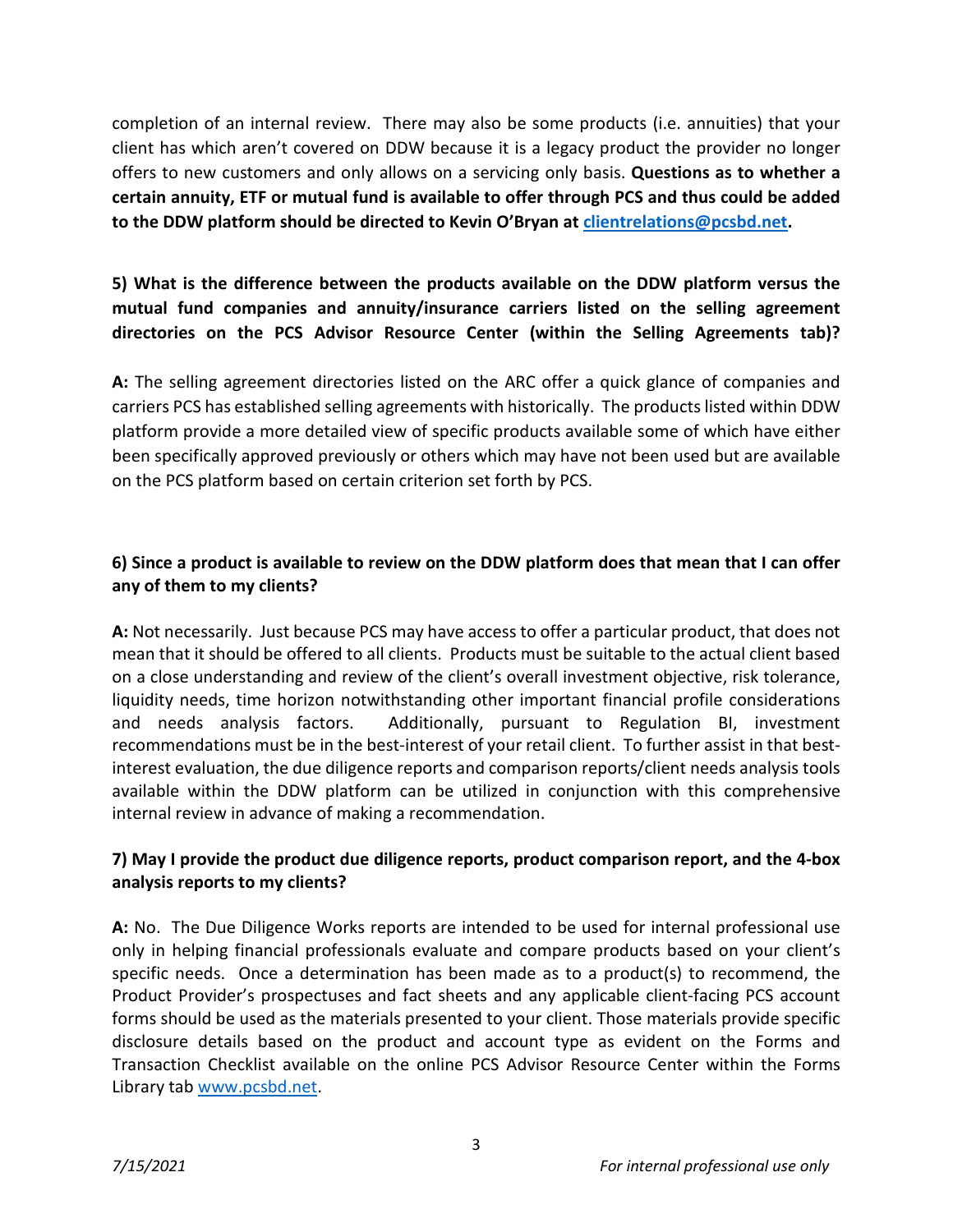completion of an internal review. There may also be some products (i.e. annuities) that your client has which aren't covered on DDW because it is a legacy product the provider no longer offers to new customers and only allows on a servicing only basis. **Questions as to whether a certain annuity, ETF or mutual fund is available to offer through PCS and thus could be added to the DDW platform should be directed to Kevin O'Bryan at [clientrelations@pcsbd.net](mailto:clientrelations@pcsbd.net).**

**5) What is the difference between the products available on the DDW platform versus the mutual fund companies and annuity/insurance carriers listed on the selling agreement directories on the PCS Advisor Resource Center (within the Selling Agreements tab)?**

**A:** The selling agreement directories listed on the ARC offer a quick glance of companies and carriers PCS has established selling agreements with historically. The products listed within DDW platform provide a more detailed view of specific products available some of which have either been specifically approved previously or others which may have not been used but are available on the PCS platform based on certain criterion set forth by PCS.

**6) Since a product is available to review on the DDW platform does that mean that I can offer any of them to my clients?**

**A:** Not necessarily. Just because PCS may have access to offer a particular product, that does not mean that it should be offered to all clients. Products must be suitable to the actual client based on a close understanding and review of the client's overall investment objective, risk tolerance, liquidity needs, time horizon notwithstanding other important financial profile considerations and needs analysis factors. Additionally, pursuant to Regulation BI, investment recommendations must be in the best-interest of your retail client. To further assist in that best-interest evaluation, the due diligence reports and comparison reports/client needs analysis tools available within the DDW platform can be utilized in conjunction with this comprehensive internal review in advance of making a recommendation.

**7) May I provide the product due diligence reports, product comparison report, and the 4-box analysis reports to my clients?**

**A:** No. The Due Diligence Works reports are intended to be used for internal professional use only in helping financial professionals evaluate and compare products based on your client's specific needs. Once a determination has been made as to a product(s) to recommend, the Product Provider's prospectuses and fact sheets and any applicable client-facing PCS account forms should be used as the materials presented to your client. Those materials provide specific disclosure details based on the product and account type as evident on the Forms and Transaction Checklist available on the online PCS Advisor Resource Center within the Forms Library tab [www.pcsbd.net](http://www.pcsbd.net).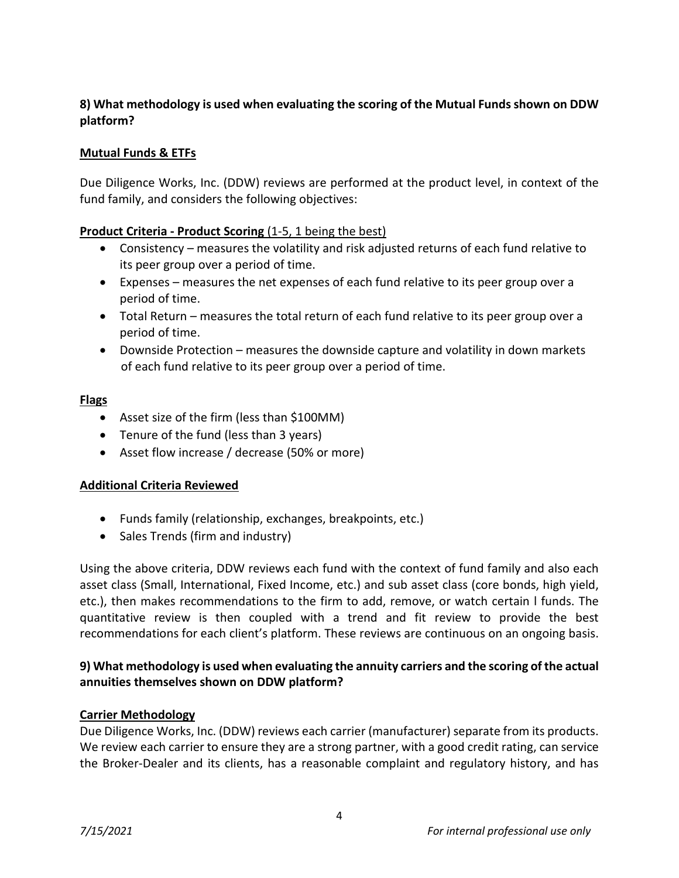**8) What methodology is used when evaluating the scoring of the Mutual Funds shown on DDW platform?**

**Mutual Funds & ETFs**

Due Diligence Works, Inc. (DDW) reviews are performed at the product level, in context of the fund family, and considers the following objectives:

**Product Criteria - Product Scoring** (1-5, 1 being the best)

- Consistency – measures the volatility and risk adjusted returns of each fund relative to its peer group over a period of time.
- Expenses – measures the net expenses of each fund relative to its peer group over a period of time.
- Total Return – measures the total return of each fund relative to its peer group over a period of time.
- Downside Protection – measures the downside capture and volatility in down markets of each fund relative to its peer group over a period of time.

**Flags**

- Asset size of the firm (less than $100MM)
- Tenure of the fund (less than 3 years)
- Asset flow increase / decrease (50% or more)

**Additional Criteria Reviewed**

- Funds family (relationship, exchanges, breakpoints, etc.)
- Sales Trends (firm and industry)

Using the above criteria, DDW reviews each fund with the context of fund family and also each asset class (Small, International, Fixed Income, etc.) and sub asset class (core bonds, high yield, etc.), then makes recommendations to the firm to add, remove, or watch certain l funds. The quantitative review is then coupled with a trend and fit review to provide the best recommendations for each client's platform. These reviews are continuous on an ongoing basis.

**9) What methodology is used when evaluating the annuity carriers and the scoring of the actual annuities themselves shown on DDW platform?**

**Carrier Methodology**

Due Diligence Works, Inc. (DDW) reviews each carrier (manufacturer) separate from its products. We review each carrier to ensure they are a strong partner, with a good credit rating, can service the Broker-Dealer and its clients, has a reasonable complaint and regulatory history, and has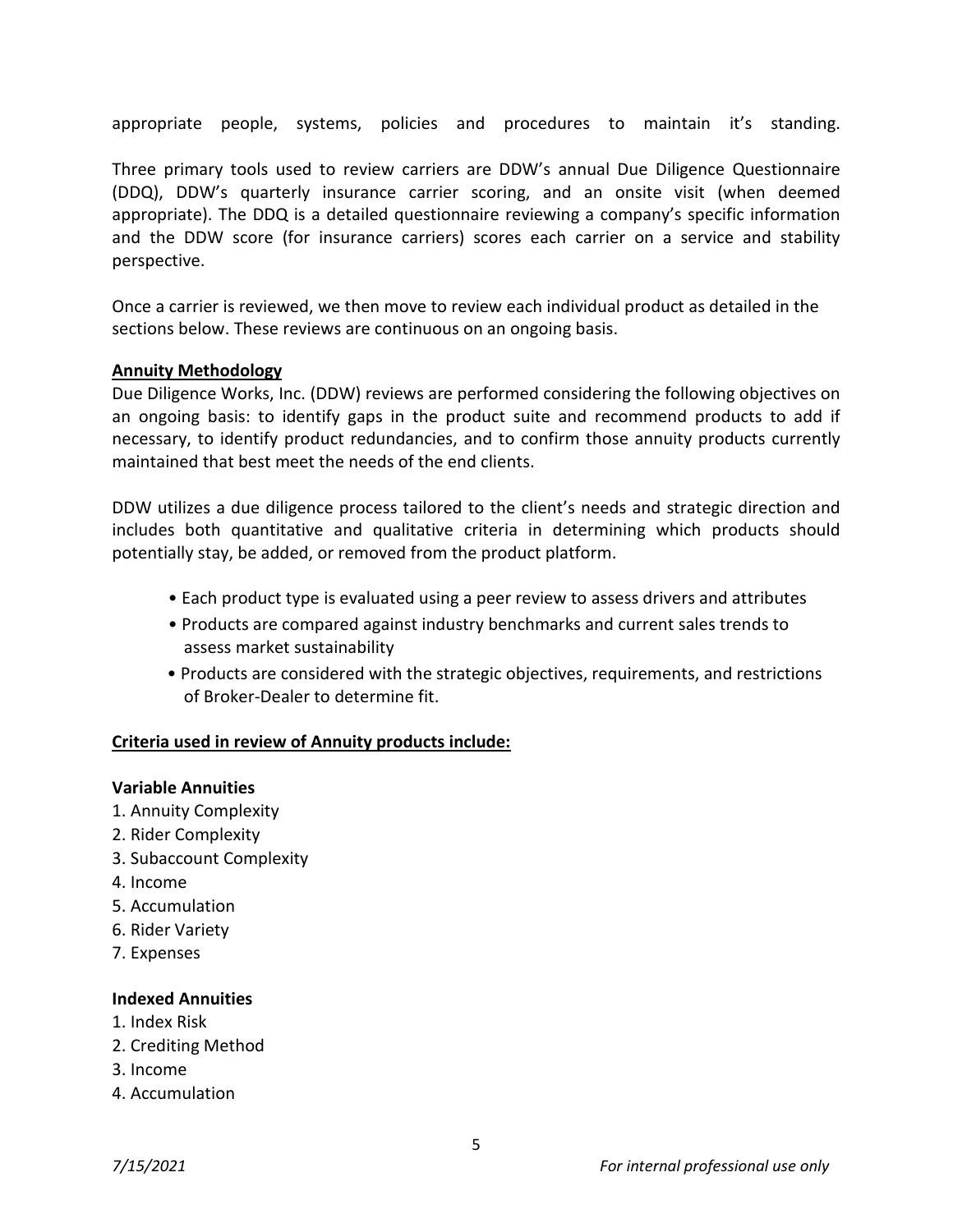appropriate people, systems, policies and procedures to maintain it's standing.

Three primary tools used to review carriers are DDW's annual Due Diligence Questionnaire (DDQ), DDW's quarterly insurance carrier scoring, and an onsite visit (when deemed appropriate). The DDQ is a detailed questionnaire reviewing a company's specific information and the DDW score (for insurance carriers) scores each carrier on a service and stability perspective.

Once a carrier is reviewed, we then move to review each individual product as detailed in the sections below. These reviews are continuous on an ongoing basis.

**Annuity Methodology**

Due Diligence Works, Inc. (DDW) reviews are performed considering the following objectives on an ongoing basis: to identify gaps in the product suite and recommend products to add if necessary, to identify product redundancies, and to confirm those annuity products currently maintained that best meet the needs of the end clients.

DDW utilizes a due diligence process tailored to the client's needs and strategic direction and includes both quantitative and qualitative criteria in determining which products should potentially stay, be added, or removed from the product platform.

- Each product type is evaluated using a peer review to assess drivers and attributes
- Products are compared against industry benchmarks and current sales trends to assess market sustainability
- Products are considered with the strategic objectives, requirements, and restrictions of Broker-Dealer to determine fit.

**Criteria used in review of Annuity products include:**

**Variable Annuities**

1. Annuity Complexity
2. Rider Complexity
3. Subaccount Complexity
4. Income
5. Accumulation
6. Rider Variety
7. Expenses

**Indexed Annuities**

1. Index Risk
2. Crediting Method
3. Income
4. Accumulation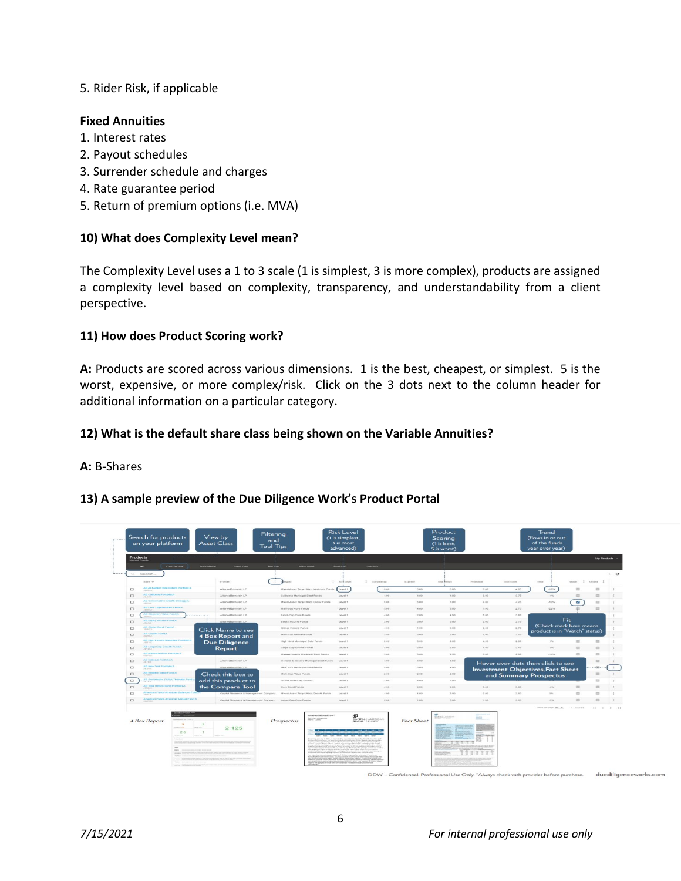5. Rider Risk, if applicable

**Fixed Annuities**

1. Interest rates
2. Payout schedules
3. Surrender schedule and charges
4. Rate guarantee period
5. Return of premium options (i.e. MVA)

**10) What does Complexity Level mean?**

The Complexity Level uses a 1 to 3 scale (1 is simplest, 3 is more complex), products are assigned a complexity level based on complexity, transparency, and understandability from a client perspective.

**11) How does Product Scoring work?**

**A:** Products are scored across various dimensions. 1 is the best, cheapest, or simplest. 5 is the worst, expensive, or more complex/risk. Click on the 3 dots next to the column header for additional information on a particular category.

**12) What is the default share class being shown on the Variable Annuities?**

**A:** B-Shares

**13) A sample preview of the Due Diligence Work's Product Portal**

Search for products on your platform

View by Asset Class

Filtering and Tool Tips

Risk Level (1 is simplest, 3 is most advanced)

Product Scoring (1 is best, 5 is worst)

Trend (flows in or out of the funds year over year)

Click Name to see 4 Box Report and Due Diligence Report

Fit (Check mark here means product is in "Watch" status)

Check this box to add this product to the Compare Tool

Hover over dots then click to see Investment Objectives, Fact Sheet and Summary Prospectus

4 Box Report

Prospectus

Fact Sheet

DDW – Confidential. Professional Use Only. *Always check with provider before purchase. duediligenceworks.com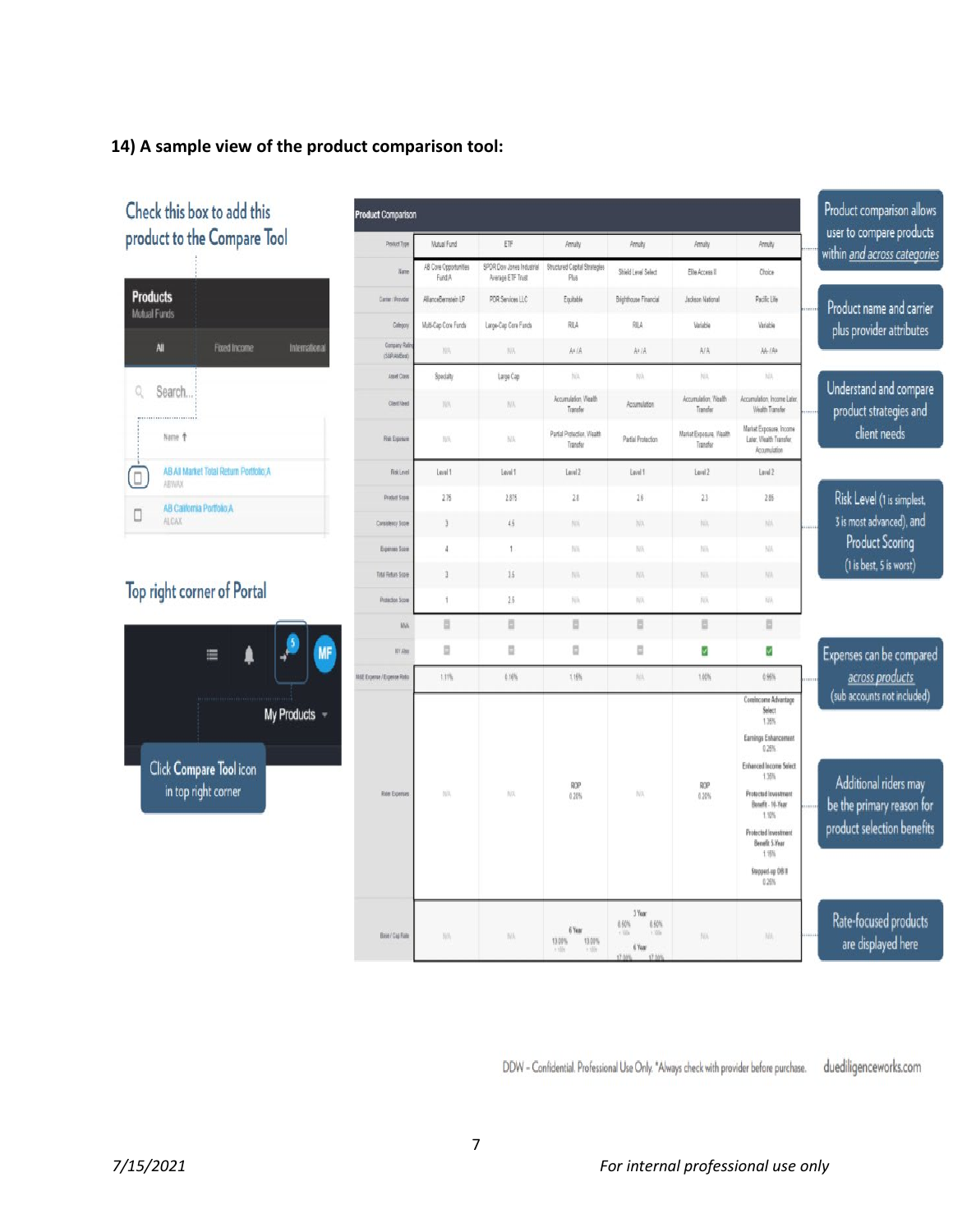**14) A sample view of the product comparison tool:**

Check this box to add this product to the Compare Tool

Top right corner of Portal

Click Compare Tool icon in top right corner

**Product Comparison**

| Product Type | Mutual Fund | ETF | Annuity | Annuity | Annuity | Annuity |
|---|---|---|---|---|---|---|
| Name | AB Core Opportunities Fund;A | SPDR Dow Jones Industrial Average ETF Trust | Structured Capital Strategies Plus | Shield Level Select | Elite Access II | Choice |
| Carrier / Provider | AllianceBernstein LP | PDR Services LLC | Equitable | Brighthouse Financial | Jackson National | Pacific Life |
| Category | Multi-Cap Core Funds | Large-Cap Core Funds | RILA | RILA | Variable | Variable |
| Company Rating (S&P/AMBest) | N/A | N/A | A+ / A | A+ / A | A/A | AA- / A+ |
| Asset Class | Specialty | Large Cap | N/A | N/A | N/A | N/A |
| Client Need | N/A | N/A | Accumulation, Wealth Transfer | Accumulation | Accumulation, Wealth Transfer | Accumulation, Income Later, Wealth Transfer |
| Risk Exposure | N/A | N/A | Partial Protection, Wealth Transfer | Partial Protection | Market Exposure, Wealth Transfer | Market Exposure, Income Later, Wealth Transfer, Accumulation |
| Risk Level | Level 1 | Level 1 | Level 2 | Level 1 | Level 2 | Level 2 |
| Product Score | 2.75 | 2.875 | 2.8 | 2.6 | 2.3 | 2.85 |
| Consistency Score | 3 | 4.5 | N/A | N/A | N/A | N/A |
| Expenses Score | 4 | 1 | N/A | N/A | N/A | N/A |
| Total Return Score | 3 | 3.5 | N/A | N/A | N/A | N/A |
| Protection Score | 1 | 2.5 | N/A | N/A | N/A | N/A |
| IVA | ☐ | ☐ | ☐ | ☐ | ☐ | ☐ |
| NY Avy | ☐ | ☐ | ☐ | ☐ | ☑ | ☑ |
| M&E Expense / Expense Ratio | 1.11% | 0.16% | 1.15% | N/A | 1.60% | 0.95% |
| Rider Expenses | N/A | N/A | ROP 0.20% | N/A | ROP 0.20% | CoreIncome Advantage Select 1.35%; Earnings Enhancement 0.25%; Enhanced Income Select 1.35%; Protected Investment Benefit - 10-Year 1.10%; Protected Investment Benefit 5-Year 1.15%; Stepped-up DB II 0.20% |
| Base / Cap Rate | N/A | N/A | 6 Year 13.00% 13.00% | 3 Year 0.60% 0.60%; 6 Year 17.00% 17.00% | N/A | N/A |

Product comparison allows user to compare products within *and across categories*

Product name and carrier plus provider attributes

Understand and compare product strategies and client needs

Risk Level (1 is simplest, 3 is most advanced), and Product Scoring (1 is best, 5 is worst)

Expenses can be compared *across products* (sub accounts not included)

Additional riders may be the primary reason for product selection benefits

Rate-focused products are displayed here

DDW – Confidential. Professional Use Only. *Always check with provider before purchase. duediligenceworks.com

7/15/2021 *For internal professional use only*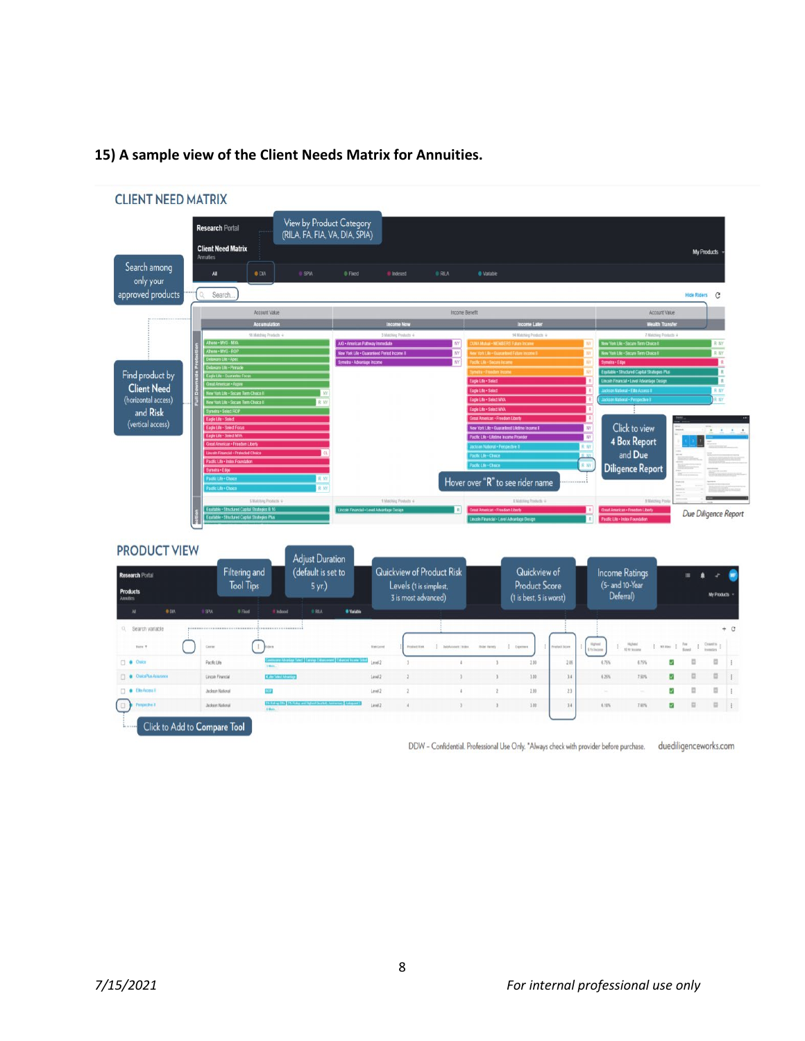## 15) A sample view of the Client Needs Matrix for Annuities.

CLIENT NEED MATRIX

View by Product Category (RILA, FA, FIA, VA, DIA, SPIA)

Search among only your approved products

Find product by Client Need (horizontal access) and Risk (vertical access)

Click to view 4 Box Report and Due Diligence Report

Hover over "R" to see rider name

Due Diligence Report

PRODUCT VIEW

Filtering and Tool Tips

Adjust Duration (default is set to 5 yr.)

Quickview of Product Risk Levels (1 is simplest, 3 is most advanced)

Quickview of Product Score (1 is best, 5 is worst)

Income Ratings (5- and 10-Year Deferral)

Click to Add to Compare Tool

DDW – Confidential. Professional Use Only. *Always check with provider before purchase. duediligenceworks.com

*7/15/2021* *For internal professional use only*